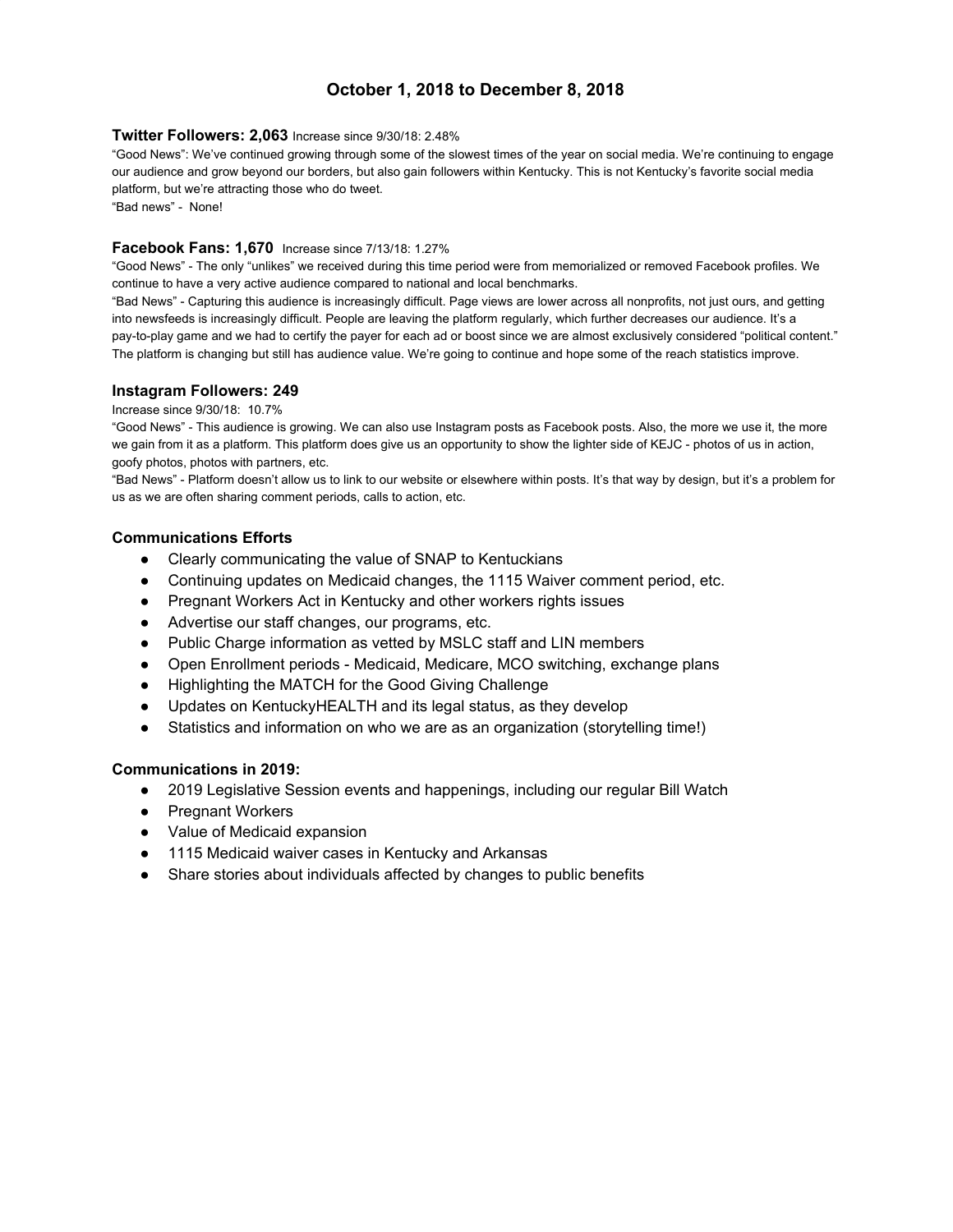# October 1, 2018 to December 8, 2018

### **Twitter Followers: 2,063** Increase since 9/30/18: 2.48%

"Good News": We've continued growing through some of the slowest times of the year on social media. We're continuing to engage our audience and grow beyond our borders, but also gain followers within Kentucky. This is not Kentucky's favorite social media platform, but we're attracting those who do tweet.

"Bad news" - None!

### **Facebook Fans: 1,670** Increase since 7/13/18: 1.27%

"Good News" - The only "unlikes" we received during this time period were from memorialized or removed Facebook profiles. We continue to have a very active audience compared to national and local benchmarks.

"Bad News" - Capturing this audience is increasingly difficult. Page views are lower across all nonprofits, not just ours, and getting into newsfeeds is increasingly difficult. People are leaving the platform regularly, which further decreases our audience. It's a pay-to-play game and we had to certify the payer for each ad or boost since we are almost exclusively considered "political content." The platform is changing but still has audience value. We're going to continue and hope some of the reach statistics improve.

### **Instagram Followers: 249**

Increase since 9/30/18: 10.7%

"Good News" - This audience is growing. We can also use Instagram posts as Facebook posts. Also, the more we use it, the more we gain from it as a platform. This platform does give us an opportunity to show the lighter side of KEJC - photos of us in action, goofy photos, photos with partners, etc.

"Bad News" - Platform doesn't allow us to link to our website or elsewhere within posts. It's that way by design, but it's a problem for us as we are often sharing comment periods, calls to action, etc.

### **Communications Efforts**

- Clearly communicating the value of SNAP to Kentuckians
- Continuing updates on Medicaid changes, the 1115 Waiver comment period, etc.
- Pregnant Workers Act in Kentucky and other workers rights issues
- Advertise our staff changes, our programs, etc.
- Public Charge information as vetted by MSLC staff and LIN members
- Open Enrollment periods - Medicaid, Medicare, MCO switching, exchange plans
- Highlighting the MATCH for the Good Giving Challenge
- Updates on KentuckyHEALTH and its legal status, as they develop
- Statistics and information on who we are as an organization (storytelling time!)

### **Communications in 2019:**

- 2019 Legislative Session events and happenings, including our regular Bill Watch
- Pregnant Workers
- Value of Medicaid expansion
- 1115 Medicaid waiver cases in Kentucky and Arkansas
- Share stories about individuals affected by changes to public benefits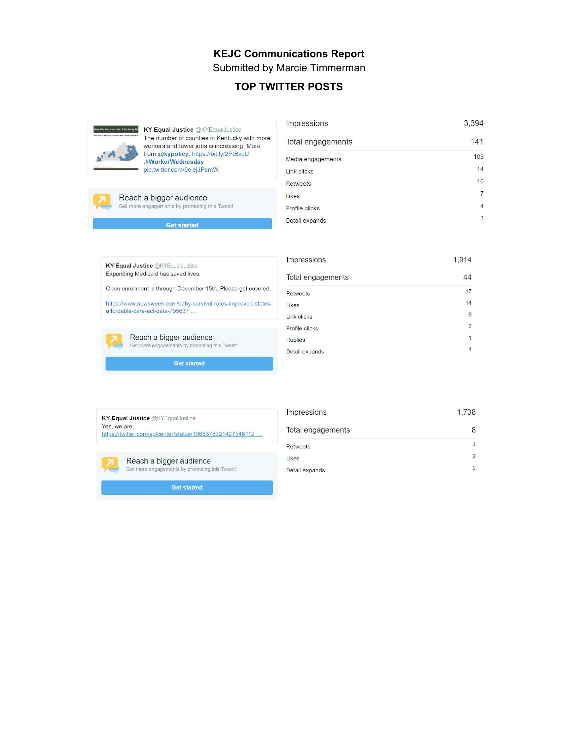**KEJC Communications Report**

Submitted by Marcie Timmerman

## TOP TWITTER POSTS

**KY Equal Justice** @KYEqualJustice
The number of counties in Kentucky with more workers and fewer jobs is increasing. More from @kypolicy: https://bit.ly/2PtBvcU .#WorkerWednesday pic.twitter.com/0eiejJPsmW

Reach a bigger audience
Get more engagements by promoting this Tweet!

Get started

| | |
|---|---|
| Impressions | 3,394 |
| Total engagements | 141 |
| Media engagements | 103 |
| Link clicks | 14 |
| Retweets | 10 |
| Likes | 7 |
| Profile clicks | 4 |
| Detail expands | 3 |

**KY Equal Justice** @KYEqualJustice
Expanding Medicaid has saved lives.

Open enrollment is through December 15th. Please get covered.

https://www.newsweek.com/baby-survival-rates-improved-states-affordable-care-act-data-795637 …

Reach a bigger audience
Get more engagements by promoting this Tweet!

Get started

| | |
|---|---|
| Impressions | 1,914 |
| Total engagements | 44 |
| Retweets | 17 |
| Likes | 14 |
| Link clicks | 9 |
| Profile clicks | 2 |
| Replies | 1 |
| Detail expands | 1 |

**KY Equal Justice** @KYEqualJustice
Yes, we are.
https://twitter.com/splcenter/status/1065378321427546112 …

Reach a bigger audience
Get more engagements by promoting this Tweet!

Get started

| | |
|---|---|
| Impressions | 1,738 |
| Total engagements | 8 |
| Retweets | 4 |
| Likes | 2 |
| Detail expands | 2 |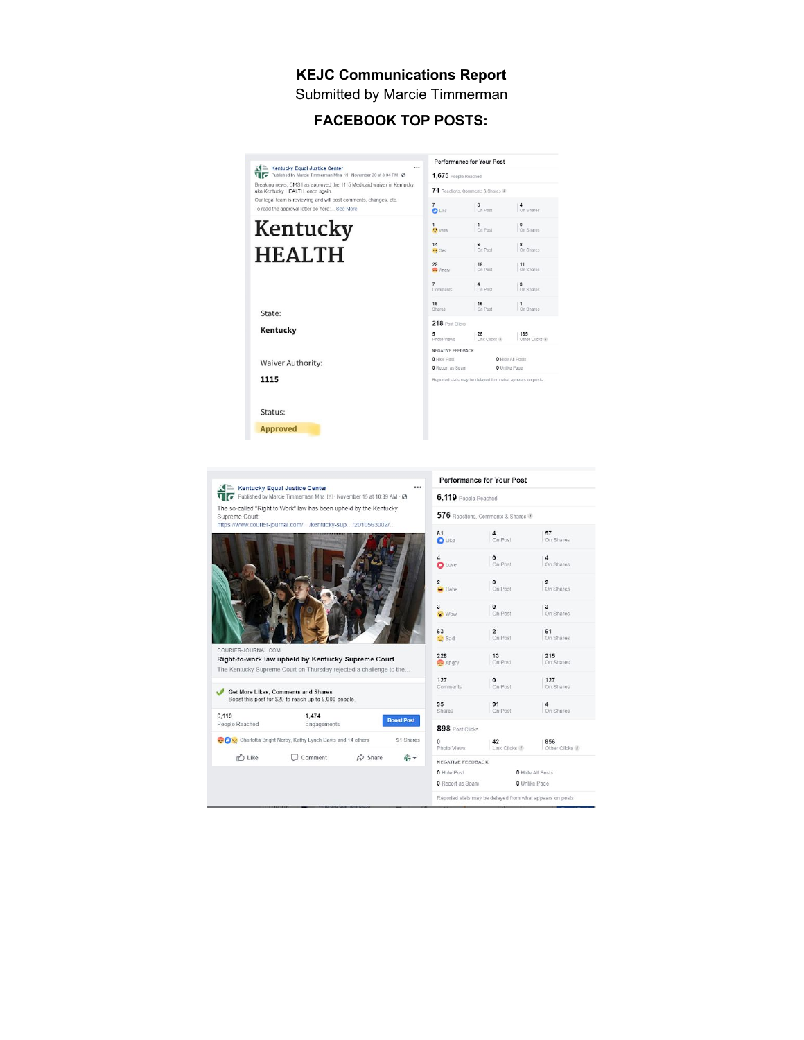# KEJC Communications Report

Submitted by Marcie Timmerman

## FACEBOOK TOP POSTS:

**Kentucky Equal Justice Center**
Published by Marcie Timmerman Mha [?] · November 20 at 8:04 PM

Breaking news: CMS has approved the 1115 Medicaid waiver in Kentucky, aka Kentucky HEALTH, once again.

Our legal team is reviewing and will post comments, changes, etc.

To read the approval letter go here:... See More

**Kentucky HEALTH**

State:
**Kentucky**

Waiver Authority:
**1115**

Status:
**Approved**

**Performance for Your Post**

1,675 People Reached

74 Reactions, Comments & Shares

| | On Post | On Shares |
|---|---|---|
| 7 Like | 3 | 4 |
| 1 Wow | 1 | 0 |
| 14 Sad | 6 | 8 |
| 29 Angry | 18 | 11 |
| 7 Comments | 4 | 3 |
| 16 Shares | 15 | 1 |

218 Post Clicks

| 5 Photo Views | 28 Link Clicks | 185 Other Clicks |
|---|---|---|

NEGATIVE FEEDBACK

| | |
|---|---|
| 0 Hide Post | 0 Hide All Posts |
| 0 Report as Spam | 0 Unlike Page |

Reported stats may be delayed from what appears on posts

---

**Kentucky Equal Justice Center**
Published by Marcie Timmerman Mha [?] · November 15 at 10:39 AM

The so-called "Right to Work" law has been upheld by the Kentucky Supreme Court.

https://www.courier-journal.com/.../kentucky-sup.../2010563002/...

COURIER-JOURNAL.COM
**Right-to-work law upheld by Kentucky Supreme Court**
The Kentucky Supreme Court on Thursday rejected a challenge to the...

Get More Likes, Comments and Shares
Boost this post for $20 to reach up to 9,000 people

6,119 People Reached | 1,474 Engagements | Boost Post

Charlotta Bright Norby, Kathy Lynch Davis and 14 others — 91 Shares

Like · Comment · Share

**Performance for Your Post**

6,119 People Reached

576 Reactions, Comments & Shares

| | On Post | On Shares |
|---|---|---|
| 61 Like | 4 | 57 |
| 4 Love | 0 | 4 |
| 2 Haha | 0 | 2 |
| 3 Wow | 0 | 3 |
| 63 Sad | 2 | 61 |
| 228 Angry | 13 | 215 |
| 127 Comments | 0 | 127 |
| 95 Shares | 91 | 4 |

898 Post Clicks

| 0 Photo Views | 42 Link Clicks | 856 Other Clicks |
|---|---|---|

NEGATIVE FEEDBACK

| | |
|---|---|
| 0 Hide Post | 0 Hide All Posts |
| 0 Report as Spam | 0 Unlike Page |

Reported stats may be delayed from what appears on posts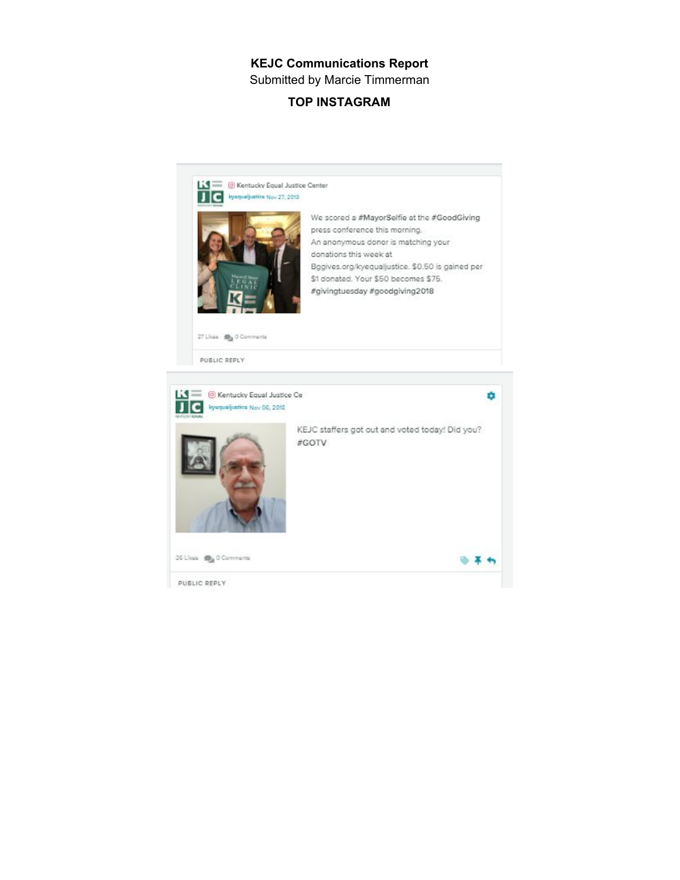**KEJC Communications Report**

Submitted by Marcie Timmerman

**TOP INSTAGRAM**

Kentucky Equal Justice Center
kyequaljustice Nov 27, 2018

We scored a #MayorSelfie at the #GoodGiving press conference this morning.
An anonymous donor is matching your donations this week at Bggives.org/kyequaljustice. $0.50 is gained per $1 donated. Your $50 becomes $75. #givingtuesday #goodgiving2018

27 Likes 0 Comments

PUBLIC REPLY

Kentucky Equal Justice Ce
kyequaljustice Nov 06, 2018

KEJC staffers got out and voted today! Did you? #GOTV

26 Likes 0 Comments

PUBLIC REPLY